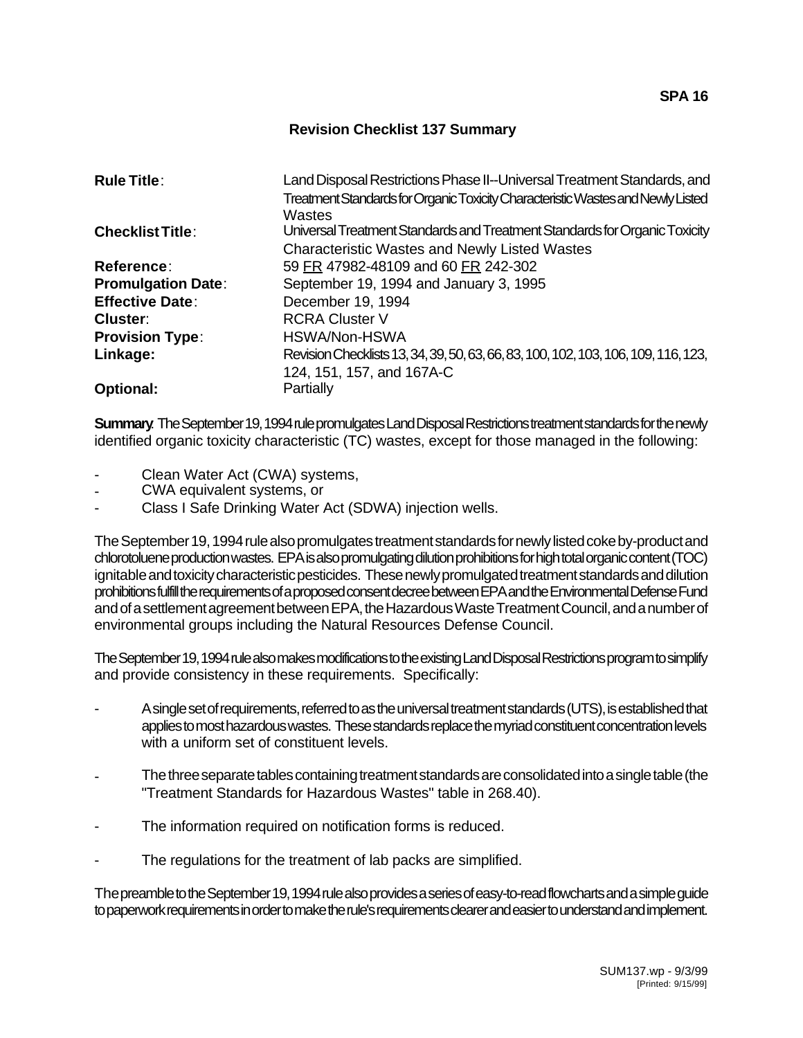SPA 16

## Revision Checklist 137 Summary

| | |
|---|---|
| **Rule Title**: | Land Disposal Restrictions Phase II--Universal Treatment Standards, and Treatment Standards for Organic Toxicity Characteristic Wastes and Newly Listed Wastes |
| **Checklist Title**: | Universal Treatment Standards and Treatment Standards for Organic Toxicity Characteristic Wastes and Newly Listed Wastes |
| **Reference**: | 59 FR 47982-48109 and 60 FR 242-302 |
| **Promulgation Date**: | September 19, 1994 and January 3, 1995 |
| **Effective Date**: | December 19, 1994 |
| **Cluster**: | RCRA Cluster V |
| **Provision Type**: | HSWA/Non-HSWA |
| **Linkage:** | Revision Checklists 13, 34, 39, 50, 63, 66, 83, 100, 102, 103, 106, 109, 116, 123, 124, 151, 157, and 167A-C |
| **Optional:** | Partially |

**Summary**. The September 19, 1994 rule promulgates Land Disposal Restrictions treatment standards for the newly identified organic toxicity characteristic (TC) wastes, except for those managed in the following:

- Clean Water Act (CWA) systems,
- CWA equivalent systems, or
- Class I Safe Drinking Water Act (SDWA) injection wells.

The September 19, 1994 rule also promulgates treatment standards for newly listed coke by-product and chlorotoluene production wastes. EPA is also promulgating dilution prohibitions for high total organic content (TOC) ignitable and toxicity characteristic pesticides. These newly promulgated treatment standards and dilution prohibitions fulfill the requirements of a proposed consent decree between EPA and the Environmental Defense Fund and of a settlement agreement between EPA, the Hazardous Waste Treatment Council, and a number of environmental groups including the Natural Resources Defense Council.

The September 19, 1994 rule also makes modifications to the existing Land Disposal Restrictions program to simplify and provide consistency in these requirements. Specifically:

- A single set of requirements, referred to as the universal treatment standards (UTS), is established that applies to most hazardous wastes. These standards replace the myriad constituent concentration levels with a uniform set of constituent levels.

- The three separate tables containing treatment standards are consolidated into a single table (the "Treatment Standards for Hazardous Wastes" table in 268.40).

- The information required on notification forms is reduced.

- The regulations for the treatment of lab packs are simplified.

The preamble to the September 19, 1994 rule also provides a series of easy-to-read flowcharts and a simple guide to paperwork requirements in order to make the rule's requirements clearer and easier to understand and implement.

SUM137.wp - 9/3/99
[Printed: 9/15/99]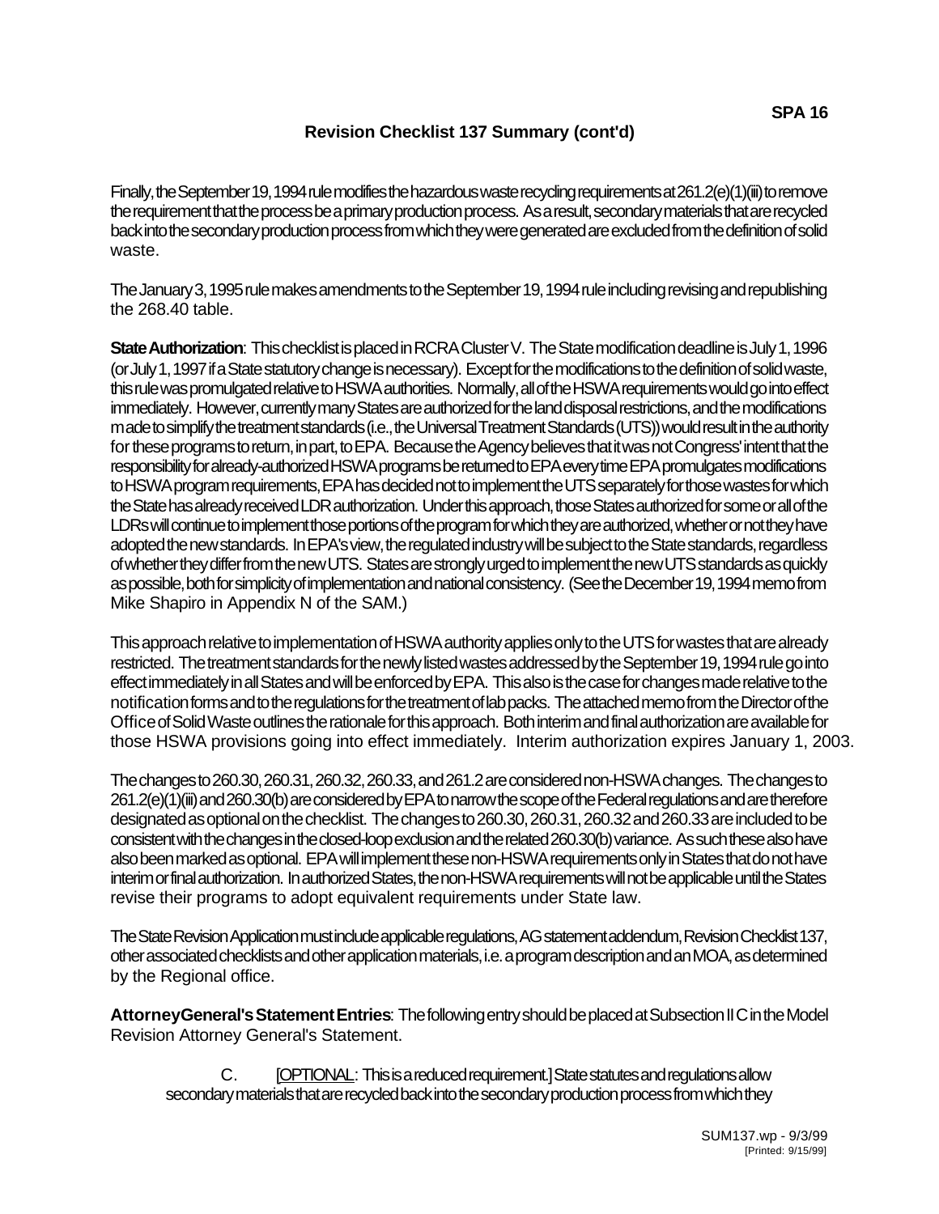## Revision Checklist 137 Summary (cont'd)

Finally, the September 19, 1994 rule modifies the hazardous waste recycling requirements at 261.2(e)(1)(iii) to remove the requirement that the process be a primary production process. As a result, secondary materials that are recycled back into the secondary production process from which they were generated are excluded from the definition of solid waste.

The January 3, 1995 rule makes amendments to the September 19, 1994 rule including revising and republishing the 268.40 table.

**State Authorization**: This checklist is placed in RCRA Cluster V. The State modification deadline is July 1, 1996 (or July 1, 1997 if a State statutory change is necessary). Except for the modifications to the definition of solid waste, this rule was promulgated relative to HSWA authorities. Normally, all of the HSWA requirements would go into effect immediately. However, currently many States are authorized for the land disposal restrictions, and the modifications made to simplify the treatment standards (i.e., the Universal Treatment Standards (UTS)) would result in the authority for these programs to return, in part, to EPA. Because the Agency believes that it was not Congress' intent that the responsibility for already-authorized HSWA programs be returned to EPA every time EPA promulgates modifications to HSWA program requirements, EPA has decided not to implement the UTS separately for those wastes for which the State has already received LDR authorization. Under this approach, those States authorized for some or all of the LDRs will continue to implement those portions of the program for which they are authorized, whether or not they have adopted the new standards. In EPA's view, the regulated industry will be subject to the State standards, regardless of whether they differ from the new UTS. States are strongly urged to implement the new UTS standards as quickly as possible, both for simplicity of implementation and national consistency. (See the December 19, 1994 memo from Mike Shapiro in Appendix N of the SAM.)

This approach relative to implementation of HSWA authority applies only to the UTS for wastes that are already restricted. The treatment standards for the newly listed wastes addressed by the September 19, 1994 rule go into effect immediately in all States and will be enforced by EPA. This also is the case for changes made relative to the notification forms and to the regulations for the treatment of lab packs. The attached memo from the Director of the Office of Solid Waste outlines the rationale for this approach. Both interim and final authorization are available for those HSWA provisions going into effect immediately. Interim authorization expires January 1, 2003.

The changes to 260.30, 260.31, 260.32, 260.33, and 261.2 are considered non-HSWA changes. The changes to 261.2(e)(1)(iii) and 260.30(b) are considered by EPA to narrow the scope of the Federal regulations and are therefore designated as optional on the checklist. The changes to 260.30, 260.31, 260.32 and 260.33 are included to be consistent with the changes in the closed-loop exclusion and the related 260.30(b) variance. As such these also have also been marked as optional. EPA will implement these non-HSWA requirements only in States that do not have interim or final authorization. In authorized States, the non-HSWA requirements will not be applicable until the States revise their programs to adopt equivalent requirements under State law.

The State Revision Application must include applicable regulations, AG statement addendum, Revision Checklist 137, other associated checklists and other application materials, i.e. a program description and an MOA, as determined by the Regional office.

**Attorney General's Statement Entries**: The following entry should be placed at Subsection II C in the Model Revision Attorney General's Statement.

C. [OPTIONAL: This is a reduced requirement.] State statutes and regulations allow secondary materials that are recycled back into the secondary production process from which they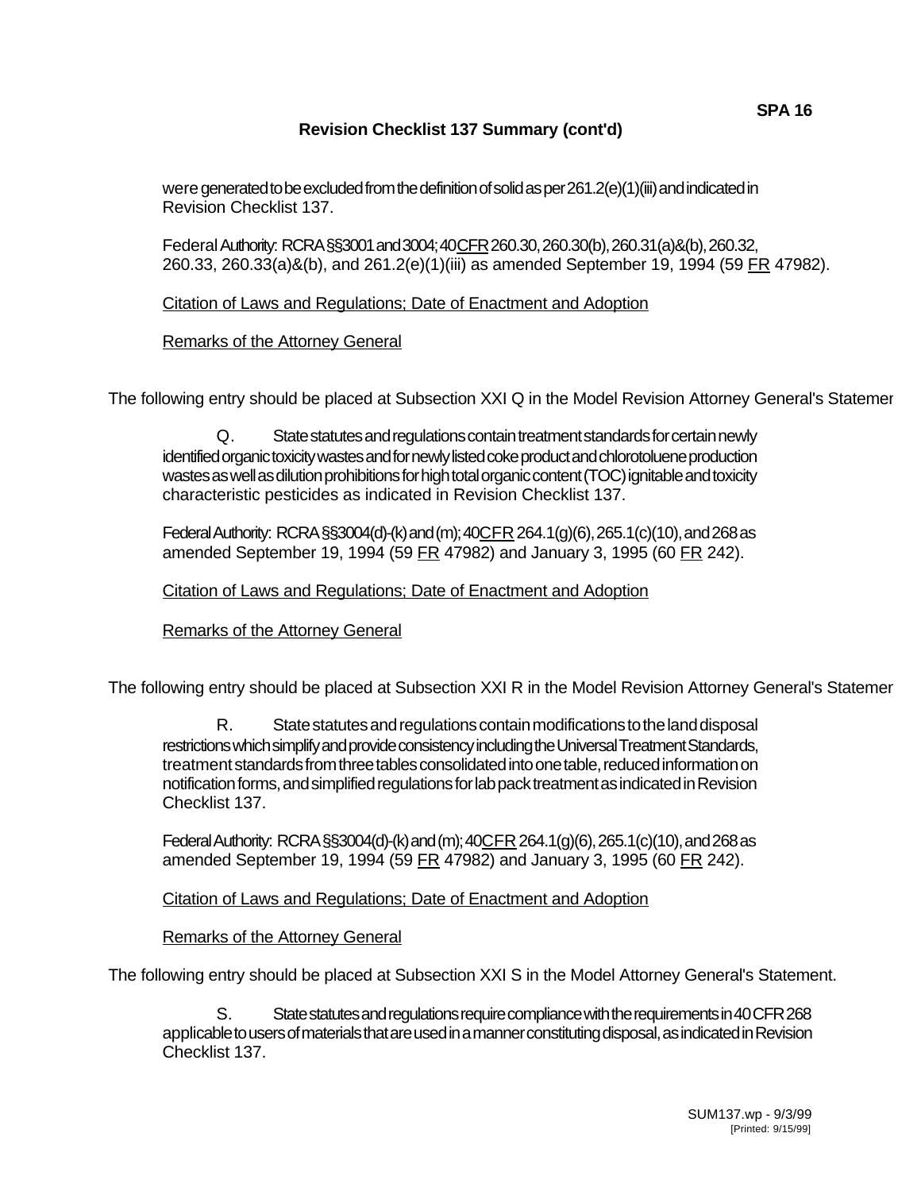**Revision Checklist 137 Summary (cont'd)**

were generated to be excluded from the definition of solid as per 261.2(e)(1)(iii) and indicated in Revision Checklist 137.

Federal Authority: RCRA §§3001 and 3004; 40 CFR 260.30, 260.30(b), 260.31(a)&(b), 260.32, 260.33, 260.33(a)&(b), and 261.2(e)(1)(iii) as amended September 19, 1994 (59 FR 47982).

Citation of Laws and Regulations; Date of Enactment and Adoption

Remarks of the Attorney General

The following entry should be placed at Subsection XXI Q in the Model Revision Attorney General's Statemen

Q. State statutes and regulations contain treatment standards for certain newly identified organic toxicity wastes and for newly listed coke product and chlorotoluene production wastes as well as dilution prohibitions for high total organic content (TOC) ignitable and toxicity characteristic pesticides as indicated in Revision Checklist 137.

Federal Authority: RCRA §§3004(d)-(k) and (m); 40 CFR 264.1(g)(6), 265.1(c)(10), and 268 as amended September 19, 1994 (59 FR 47982) and January 3, 1995 (60 FR 242).

Citation of Laws and Regulations; Date of Enactment and Adoption

Remarks of the Attorney General

The following entry should be placed at Subsection XXI R in the Model Revision Attorney General's Statemen

R. State statutes and regulations contain modifications to the land disposal restrictions which simplify and provide consistency including the Universal Treatment Standards, treatment standards from three tables consolidated into one table, reduced information on notification forms, and simplified regulations for lab pack treatment as indicated in Revision Checklist 137.

Federal Authority: RCRA §§3004(d)-(k) and (m); 40 CFR 264.1(g)(6), 265.1(c)(10), and 268 as amended September 19, 1994 (59 FR 47982) and January 3, 1995 (60 FR 242).

Citation of Laws and Regulations; Date of Enactment and Adoption

Remarks of the Attorney General

The following entry should be placed at Subsection XXI S in the Model Attorney General's Statement.

S. State statutes and regulations require compliance with the requirements in 40 CFR 268 applicable to users of materials that are used in a manner constituting disposal, as indicated in Revision Checklist 137.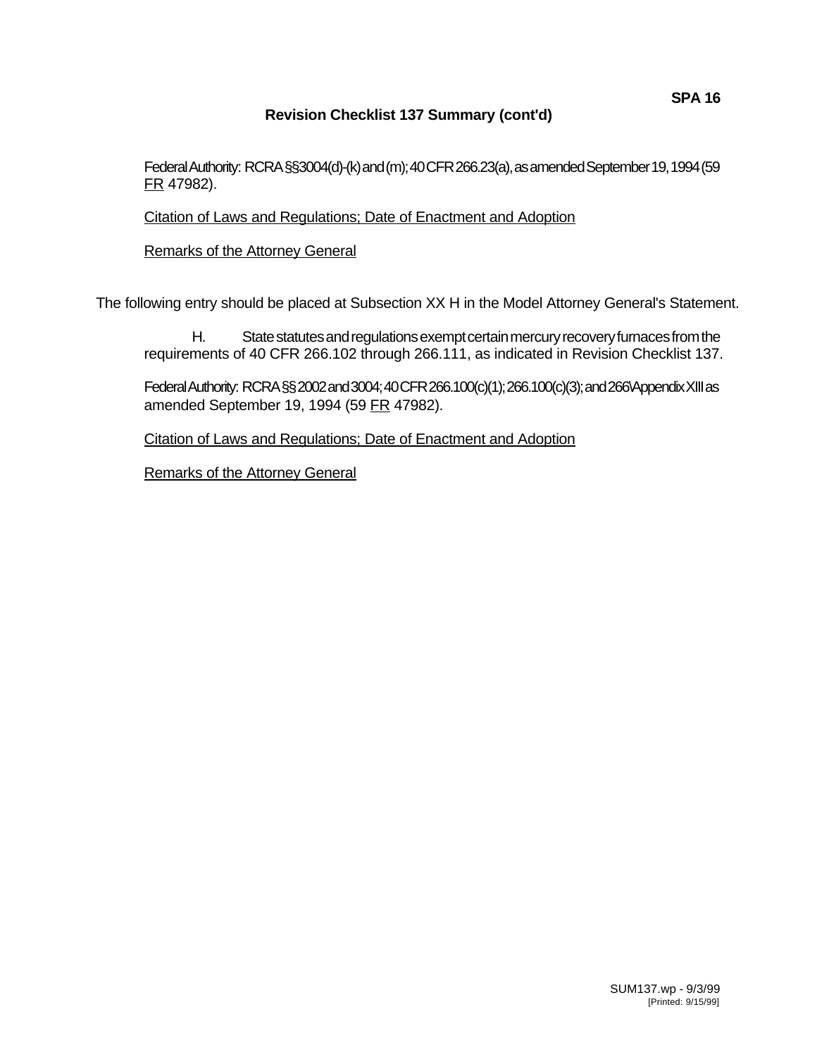SPA 16

## Revision Checklist 137 Summary (cont'd)

Federal Authority: RCRA §§3004(d)-(k) and (m); 40 CFR 266.23(a), as amended September 19, 1994 (59 FR 47982).

Citation of Laws and Regulations; Date of Enactment and Adoption

Remarks of the Attorney General

The following entry should be placed at Subsection XX H in the Model Attorney General's Statement.

H. State statutes and regulations exempt certain mercury recovery furnaces from the requirements of 40 CFR 266.102 through 266.111, as indicated in Revision Checklist 137.

Federal Authority: RCRA §§ 2002 and 3004; 40 CFR 266.100(c)(1); 266.100(c)(3); and 266\Appendix XIII as amended September 19, 1994 (59 FR 47982).

Citation of Laws and Regulations; Date of Enactment and Adoption

Remarks of the Attorney General

SUM137.wp - 9/3/99
[Printed: 9/15/99]